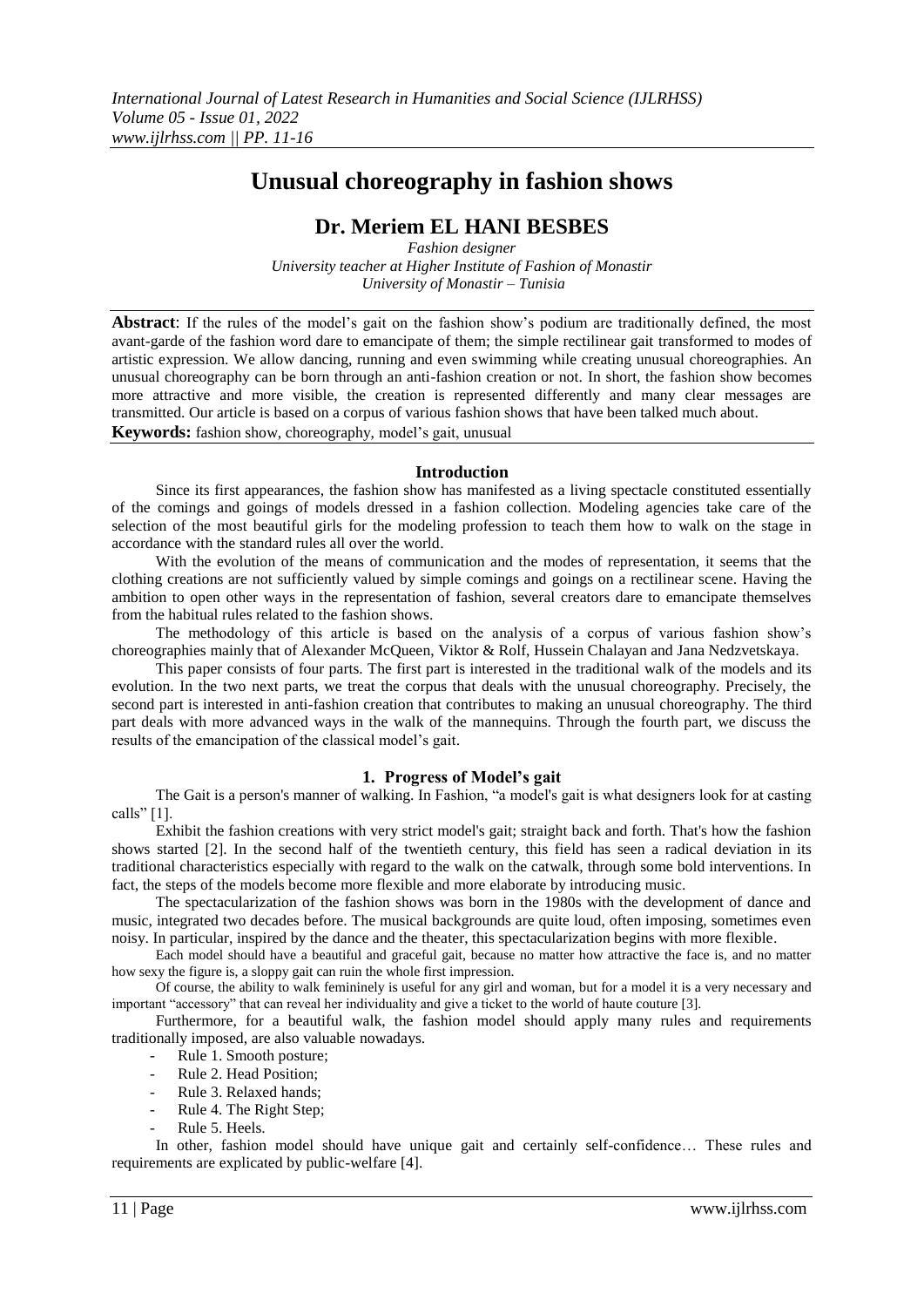# Unusual choreography in fashion shows

## Dr. Meriem EL HANI BESBES

*Fashion designer*
*University teacher at Higher Institute of Fashion of Monastir*
*University of Monastir – Tunisia*

**Abstract**: If the rules of the model's gait on the fashion show's podium are traditionally defined, the most avant-garde of the fashion word dare to emancipate of them; the simple rectilinear gait transformed to modes of artistic expression. We allow dancing, running and even swimming while creating unusual choreographies. An unusual choreography can be born through an anti-fashion creation or not. In short, the fashion show becomes more attractive and more visible, the creation is represented differently and many clear messages are transmitted. Our article is based on a corpus of various fashion shows that have been talked much about.

**Keywords:** fashion show, choreography, model's gait, unusual

### Introduction

Since its first appearances, the fashion show has manifested as a living spectacle constituted essentially of the comings and goings of models dressed in a fashion collection. Modeling agencies take care of the selection of the most beautiful girls for the modeling profession to teach them how to walk on the stage in accordance with the standard rules all over the world.

With the evolution of the means of communication and the modes of representation, it seems that the clothing creations are not sufficiently valued by simple comings and goings on a rectilinear scene. Having the ambition to open other ways in the representation of fashion, several creators dare to emancipate themselves from the habitual rules related to the fashion shows.

The methodology of this article is based on the analysis of a corpus of various fashion show's choreographies mainly that of Alexander McQueen, Viktor & Rolf, Hussein Chalayan and Jana Nedzvetskaya.

This paper consists of four parts. The first part is interested in the traditional walk of the models and its evolution. In the two next parts, we treat the corpus that deals with the unusual choreography. Precisely, the second part is interested in anti-fashion creation that contributes to making an unusual choreography. The third part deals with more advanced ways in the walk of the mannequins. Through the fourth part, we discuss the results of the emancipation of the classical model's gait.

### 1. Progress of Model's gait

The Gait is a person's manner of walking. In Fashion, "a model's gait is what designers look for at casting calls" [1].

Exhibit the fashion creations with very strict model's gait; straight back and forth. That's how the fashion shows started [2]. In the second half of the twentieth century, this field has seen a radical deviation in its traditional characteristics especially with regard to the walk on the catwalk, through some bold interventions. In fact, the steps of the models become more flexible and more elaborate by introducing music.

The spectacularization of the fashion shows was born in the 1980s with the development of dance and music, integrated two decades before. The musical backgrounds are quite loud, often imposing, sometimes even noisy. In particular, inspired by the dance and the theater, this spectacularization begins with more flexible.

Each model should have a beautiful and graceful gait, because no matter how attractive the face is, and no matter how sexy the figure is, a sloppy gait can ruin the whole first impression.

Of course, the ability to walk femininely is useful for any girl and woman, but for a model it is a very necessary and important "accessory" that can reveal her individuality and give a ticket to the world of haute couture [3].

Furthermore, for a beautiful walk, the fashion model should apply many rules and requirements traditionally imposed, are also valuable nowadays.

- Rule 1. Smooth posture;
- Rule 2. Head Position;
- Rule 3. Relaxed hands;
- Rule 4. The Right Step;
- Rule 5. Heels.

In other, fashion model should have unique gait and certainly self-confidence… These rules and requirements are explicated by public-welfare [4].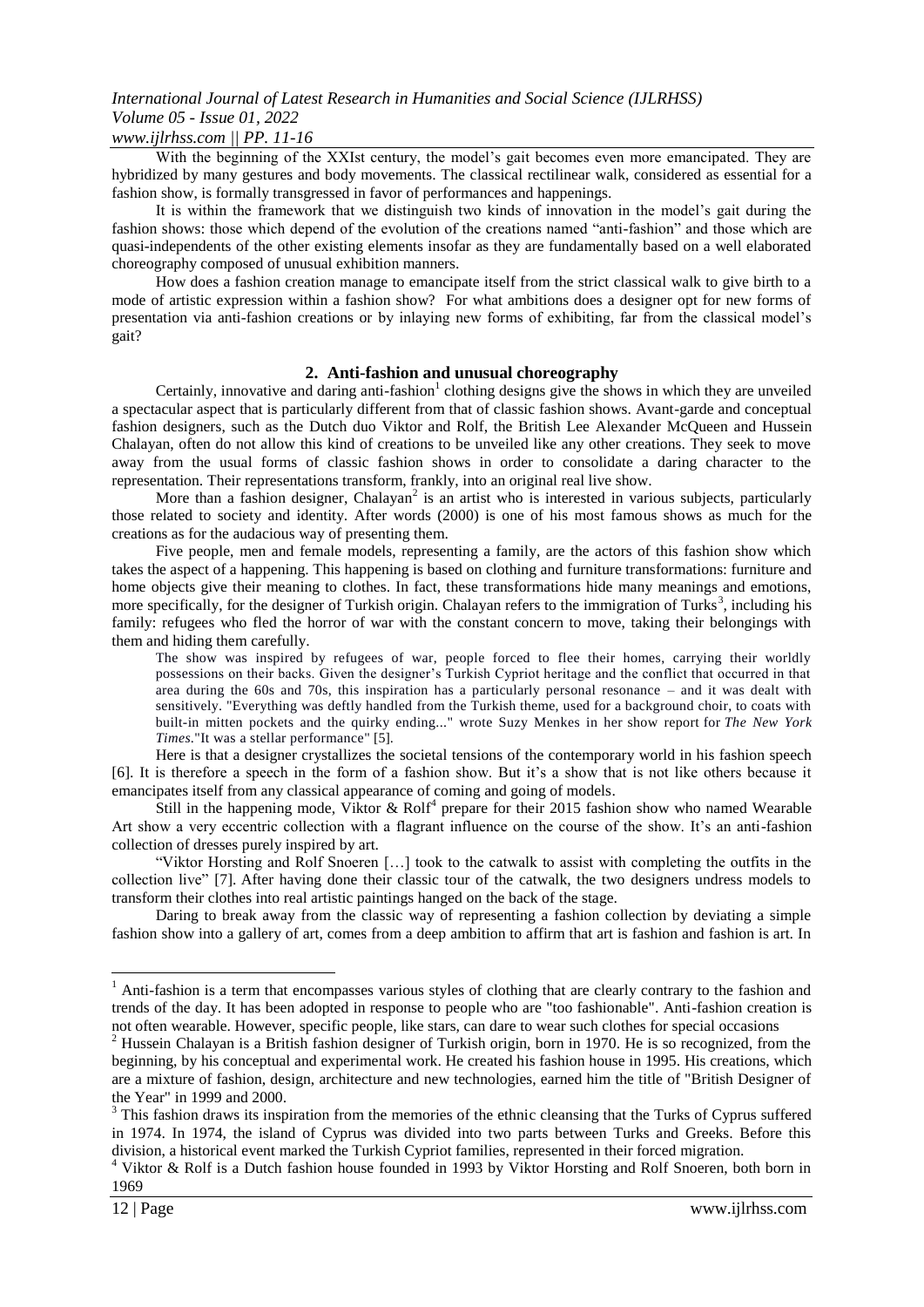With the beginning of the XXIst century, the model's gait becomes even more emancipated. They are hybridized by many gestures and body movements. The classical rectilinear walk, considered as essential for a fashion show, is formally transgressed in favor of performances and happenings.

It is within the framework that we distinguish two kinds of innovation in the model's gait during the fashion shows: those which depend of the evolution of the creations named "anti-fashion" and those which are quasi-independents of the other existing elements insofar as they are fundamentally based on a well elaborated choreography composed of unusual exhibition manners.

How does a fashion creation manage to emancipate itself from the strict classical walk to give birth to a mode of artistic expression within a fashion show? For what ambitions does a designer opt for new forms of presentation via anti-fashion creations or by inlaying new forms of exhibiting, far from the classical model's gait?

## 2. Anti-fashion and unusual choreography

Certainly, innovative and daring anti-fashion[1] clothing designs give the shows in which they are unveiled a spectacular aspect that is particularly different from that of classic fashion shows. Avant-garde and conceptual fashion designers, such as the Dutch duo Viktor and Rolf, the British Lee Alexander McQueen and Hussein Chalayan, often do not allow this kind of creations to be unveiled like any other creations. They seek to move away from the usual forms of classic fashion shows in order to consolidate a daring character to the representation. Their representations transform, frankly, into an original real live show.

More than a fashion designer, Chalayan[2] is an artist who is interested in various subjects, particularly those related to society and identity. After words (2000) is one of his most famous shows as much for the creations as for the audacious way of presenting them.

Five people, men and female models, representing a family, are the actors of this fashion show which takes the aspect of a happening. This happening is based on clothing and furniture transformations: furniture and home objects give their meaning to clothes. In fact, these transformations hide many meanings and emotions, more specifically, for the designer of Turkish origin. Chalayan refers to the immigration of Turks[3], including his family: refugees who fled the horror of war with the constant concern to move, taking their belongings with them and hiding them carefully.

> The show was inspired by refugees of war, people forced to flee their homes, carrying their worldly possessions on their backs. Given the designer's Turkish Cypriot heritage and the conflict that occurred in that area during the 60s and 70s, this inspiration has a particularly personal resonance – and it was dealt with sensitively. "Everything was deftly handled from the Turkish theme, used for a background choir, to coats with built-in mitten pockets and the quirky ending..." wrote Suzy Menkes in her show report for *The New York Times*."It was a stellar performance" [5].

Here is that a designer crystallizes the societal tensions of the contemporary world in his fashion speech [6]. It is therefore a speech in the form of a fashion show. But it's a show that is not like others because it emancipates itself from any classical appearance of coming and going of models.

Still in the happening mode, Viktor & Rolf[4] prepare for their 2015 fashion show who named Wearable Art show a very eccentric collection with a flagrant influence on the course of the show. It's an anti-fashion collection of dresses purely inspired by art.

"Viktor Horsting and Rolf Snoeren […] took to the catwalk to assist with completing the outfits in the collection live" [7]. After having done their classic tour of the catwalk, the two designers undress models to transform their clothes into real artistic paintings hanged on the back of the stage.

Daring to break away from the classic way of representing a fashion collection by deviating a simple fashion show into a gallery of art, comes from a deep ambition to affirm that art is fashion and fashion is art. In

---

[1] Anti-fashion is a term that encompasses various styles of clothing that are clearly contrary to the fashion and trends of the day. It has been adopted in response to people who are "too fashionable". Anti-fashion creation is not often wearable. However, specific people, like stars, can dare to wear such clothes for special occasions

[2] Hussein Chalayan is a British fashion designer of Turkish origin, born in 1970. He is so recognized, from the beginning, by his conceptual and experimental work. He created his fashion house in 1995. His creations, which are a mixture of fashion, design, architecture and new technologies, earned him the title of "British Designer of the Year" in 1999 and 2000.

[3] This fashion draws its inspiration from the memories of the ethnic cleansing that the Turks of Cyprus suffered in 1974. In 1974, the island of Cyprus was divided into two parts between Turks and Greeks. Before this division, a historical event marked the Turkish Cypriot families, represented in their forced migration.

[4] Viktor & Rolf is a Dutch fashion house founded in 1993 by Viktor Horsting and Rolf Snoeren, both born in 1969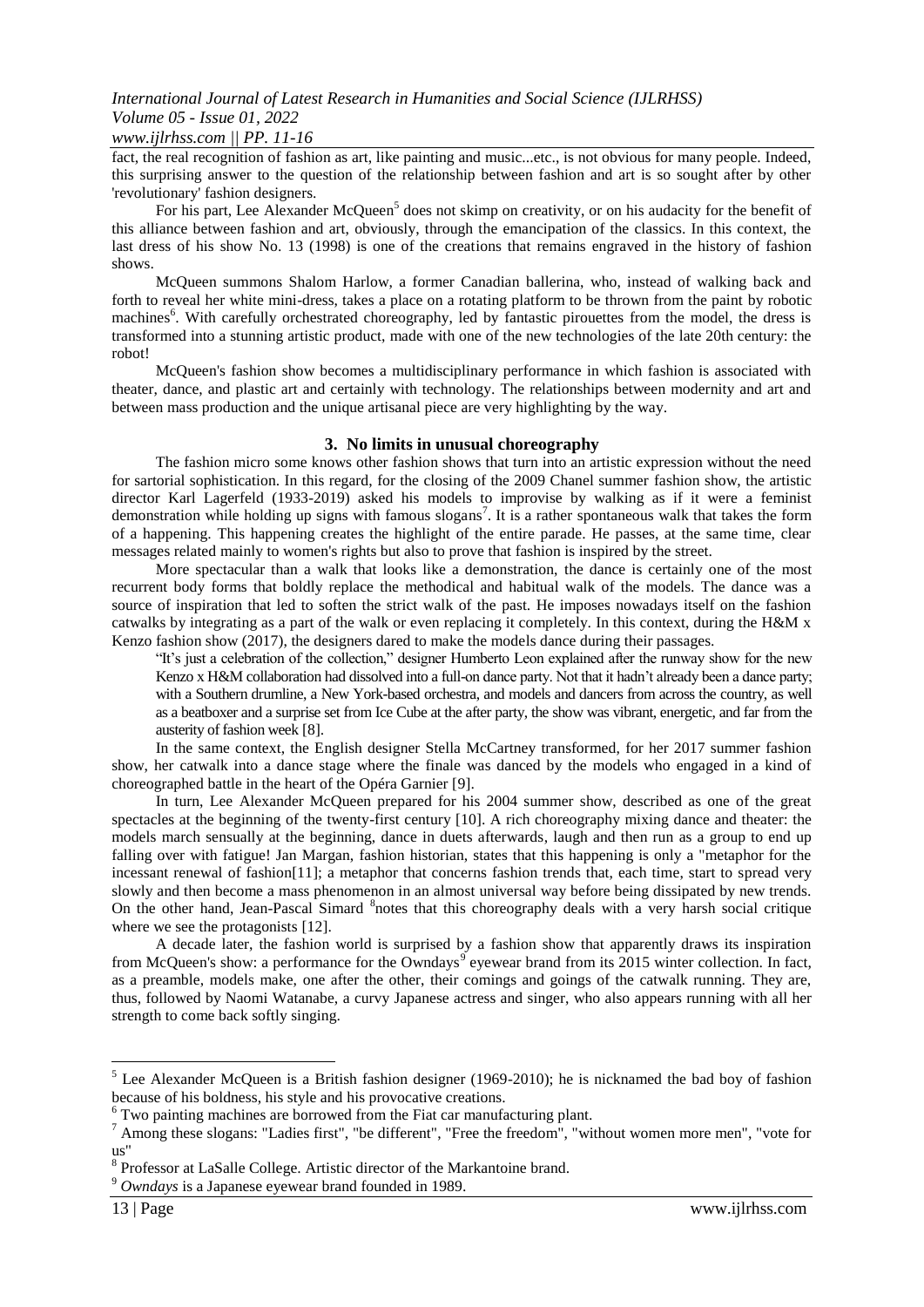fact, the real recognition of fashion as art, like painting and music...etc., is not obvious for many people. Indeed, this surprising answer to the question of the relationship between fashion and art is so sought after by other 'revolutionary' fashion designers.

For his part, Lee Alexander McQueen[5] does not skimp on creativity, or on his audacity for the benefit of this alliance between fashion and art, obviously, through the emancipation of the classics. In this context, the last dress of his show No. 13 (1998) is one of the creations that remains engraved in the history of fashion shows.

McQueen summons Shalom Harlow, a former Canadian ballerina, who, instead of walking back and forth to reveal her white mini-dress, takes a place on a rotating platform to be thrown from the paint by robotic machines[6]. With carefully orchestrated choreography, led by fantastic pirouettes from the model, the dress is transformed into a stunning artistic product, made with one of the new technologies of the late 20th century: the robot!

McQueen's fashion show becomes a multidisciplinary performance in which fashion is associated with theater, dance, and plastic art and certainly with technology. The relationships between modernity and art and between mass production and the unique artisanal piece are very highlighting by the way.

## 3. No limits in unusual choreography

The fashion micro some knows other fashion shows that turn into an artistic expression without the need for sartorial sophistication. In this regard, for the closing of the 2009 Chanel summer fashion show, the artistic director Karl Lagerfeld (1933-2019) asked his models to improvise by walking as if it were a feminist demonstration while holding up signs with famous slogans[7]. It is a rather spontaneous walk that takes the form of a happening. This happening creates the highlight of the entire parade. He passes, at the same time, clear messages related mainly to women's rights but also to prove that fashion is inspired by the street.

More spectacular than a walk that looks like a demonstration, the dance is certainly one of the most recurrent body forms that boldly replace the methodical and habitual walk of the models. The dance was a source of inspiration that led to soften the strict walk of the past. He imposes nowadays itself on the fashion catwalks by integrating as a part of the walk or even replacing it completely. In this context, during the H&M x Kenzo fashion show (2017), the designers dared to make the models dance during their passages.

> "It's just a celebration of the collection," designer Humberto Leon explained after the runway show for the new Kenzo x H&M collaboration had dissolved into a full-on dance party. Not that it hadn't already been a dance party; with a Southern drumline, a New York-based orchestra, and models and dancers from across the country, as well as a beatboxer and a surprise set from Ice Cube at the after party, the show was vibrant, energetic, and far from the austerity of fashion week [8].

In the same context, the English designer Stella McCartney transformed, for her 2017 summer fashion show, her catwalk into a dance stage where the finale was danced by the models who engaged in a kind of choreographed battle in the heart of the Opéra Garnier [9].

In turn, Lee Alexander McQueen prepared for his 2004 summer show, described as one of the great spectacles at the beginning of the twenty-first century [10]. A rich choreography mixing dance and theater: the models march sensually at the beginning, dance in duets afterwards, laugh and then run as a group to end up falling over with fatigue! Jan Margan, fashion historian, states that this happening is only a "metaphor for the incessant renewal of fashion[11]; a metaphor that concerns fashion trends that, each time, start to spread very slowly and then become a mass phenomenon in an almost universal way before being dissipated by new trends. On the other hand, Jean-Pascal Simard [8]notes that this choreography deals with a very harsh social critique where we see the protagonists [12].

A decade later, the fashion world is surprised by a fashion show that apparently draws its inspiration from McQueen's show: a performance for the Owndays[9] eyewear brand from its 2015 winter collection. In fact, as a preamble, models make, one after the other, their comings and goings of the catwalk running. They are, thus, followed by Naomi Watanabe, a curvy Japanese actress and singer, who also appears running with all her strength to come back softly singing.

---

[5] Lee Alexander McQueen is a British fashion designer (1969-2010); he is nicknamed the bad boy of fashion because of his boldness, his style and his provocative creations.

[6] Two painting machines are borrowed from the Fiat car manufacturing plant.

[7] Among these slogans: "Ladies first", "be different", "Free the freedom", "without women more men", "vote for us"

[8] Professor at LaSalle College. Artistic director of the Markantoine brand.

[9] *Owndays* is a Japanese eyewear brand founded in 1989.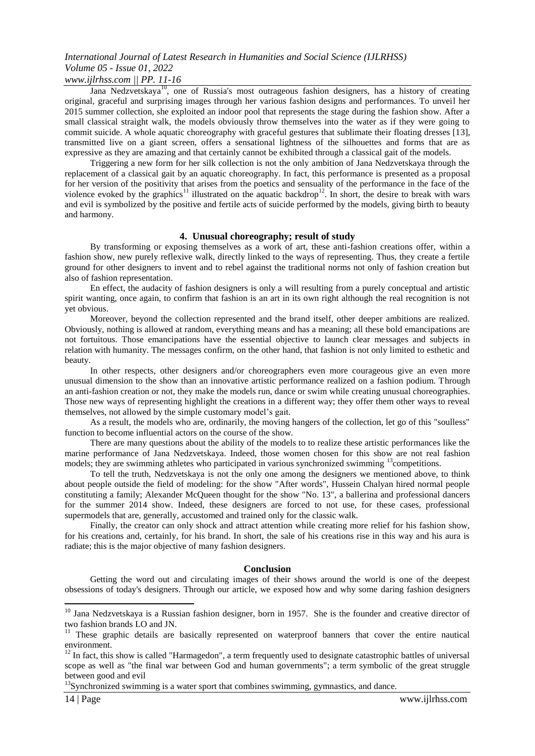Jana Nedzvetskaya[10], one of Russia's most outrageous fashion designers, has a history of creating original, graceful and surprising images through her various fashion designs and performances. To unveil her 2015 summer collection, she exploited an indoor pool that represents the stage during the fashion show. After a small classical straight walk, the models obviously throw themselves into the water as if they were going to commit suicide. A whole aquatic choreography with graceful gestures that sublimate their floating dresses [13], transmitted live on a giant screen, offers a sensational lightness of the silhouettes and forms that are as expressive as they are amazing and that certainly cannot be exhibited through a classical gait of the models.

Triggering a new form for her silk collection is not the only ambition of Jana Nedzvetskaya through the replacement of a classical gait by an aquatic choreography. In fact, this performance is presented as a proposal for her version of the positivity that arises from the poetics and sensuality of the performance in the face of the violence evoked by the graphics[11] illustrated on the aquatic backdrop[12]. In short, the desire to break with wars and evil is symbolized by the positive and fertile acts of suicide performed by the models, giving birth to beauty and harmony.

## 4. Unusual choreography; result of study

By transforming or exposing themselves as a work of art, these anti-fashion creations offer, within a fashion show, new purely reflexive walk, directly linked to the ways of representing. Thus, they create a fertile ground for other designers to invent and to rebel against the traditional norms not only of fashion creation but also of fashion representation.

En effect, the audacity of fashion designers is only a will resulting from a purely conceptual and artistic spirit wanting, once again, to confirm that fashion is an art in its own right although the real recognition is not yet obvious.

Moreover, beyond the collection represented and the brand itself, other deeper ambitions are realized. Obviously, nothing is allowed at random, everything means and has a meaning; all these bold emancipations are not fortuitous. Those emancipations have the essential objective to launch clear messages and subjects in relation with humanity. The messages confirm, on the other hand, that fashion is not only limited to esthetic and beauty.

In other respects, other designers and/or choreographers even more courageous give an even more unusual dimension to the show than an innovative artistic performance realized on a fashion podium. Through an anti-fashion creation or not, they make the models run, dance or swim while creating unusual choreographies. Those new ways of representing highlight the creations in a different way; they offer them other ways to reveal themselves, not allowed by the simple customary model's gait.

As a result, the models who are, ordinarily, the moving hangers of the collection, let go of this "soulless" function to become influential actors on the course of the show.

There are many questions about the ability of the models to to realize these artistic performances like the marine performance of Jana Nedzvetskaya. Indeed, those women chosen for this show are not real fashion models; they are swimming athletes who participated in various synchronized swimming [13]competitions.

To tell the truth, Nedzvetskaya is not the only one among the designers we mentioned above, to think about people outside the field of modeling: for the show "After words", Hussein Chalyan hired normal people constituting a family; Alexander McQueen thought for the show "No. 13", a ballerina and professional dancers for the summer 2014 show. Indeed, these designers are forced to not use, for these cases, professional supermodels that are, generally, accustomed and trained only for the classic walk.

Finally, the creator can only shock and attract attention while creating more relief for his fashion show, for his creations and, certainly, for his brand. In short, the sale of his creations rise in this way and his aura is radiate; this is the major objective of many fashion designers.

## Conclusion

Getting the word out and circulating images of their shows around the world is one of the deepest obsessions of today's designers. Through our article, we exposed how and why some daring fashion designers

---

[10] Jana Nedzvetskaya is a Russian fashion designer, born in 1957. She is the founder and creative director of two fashion brands LO and JN.

[11] These graphic details are basically represented on waterproof banners that cover the entire nautical environment.

[12] In fact, this show is called "Harmagedon", a term frequently used to designate catastrophic battles of universal scope as well as "the final war between God and human governments"; a term symbolic of the great struggle between good and evil

[13]Synchronized swimming is a water sport that combines swimming, gymnastics, and dance.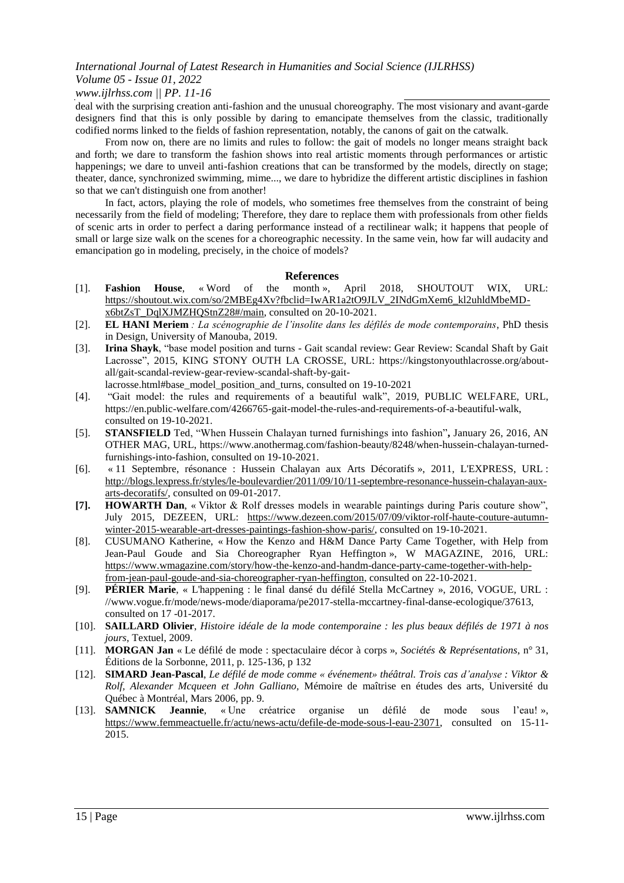deal with the surprising creation anti-fashion and the unusual choreography. The most visionary and avant-garde designers find that this is only possible by daring to emancipate themselves from the classic, traditionally codified norms linked to the fields of fashion representation, notably, the canons of gait on the catwalk.

From now on, there are no limits and rules to follow: the gait of models no longer means straight back and forth; we dare to transform the fashion shows into real artistic moments through performances or artistic happenings; we dare to unveil anti-fashion creations that can be transformed by the models, directly on stage; theater, dance, synchronized swimming, mime..., we dare to hybridize the different artistic disciplines in fashion so that we can't distinguish one from another!

In fact, actors, playing the role of models, who sometimes free themselves from the constraint of being necessarily from the field of modeling; Therefore, they dare to replace them with professionals from other fields of scenic arts in order to perfect a daring performance instead of a rectilinear walk; it happens that people of small or large size walk on the scenes for a choreographic necessity. In the same vein, how far will audacity and emancipation go in modeling, precisely, in the choice of models?

## References

[1]. **Fashion House**, « Word of the month », April 2018, SHOUTOUT WIX, URL: https://shoutout.wix.com/so/2MBEg4Xv?fbclid=IwAR1a2tO9JLV_2INdGmXem6_kl2uhldMbeMD-x6btZsT_DqlXJMZHQStnZ28#/main, consulted on 20-10-2021.

[2]. **EL HANI Meriem** *: La scénographie de l'insolite dans les défilés de mode contemporains*, PhD thesis in Design, University of Manouba, 2019.

[3]. **Irina Shayk**, "base model position and turns - Gait scandal review: Gear Review: Scandal Shaft by Gait Lacrosse", 2015, KING STONY OUTH LA CROSSE, URL: https://kingstonyouthlacrosse.org/about-all/gait-scandal-review-gear-review-scandal-shaft-by-gait-lacrosse.html#base_model_position_and_turns, consulted on 19-10-2021

[4]. "Gait model: the rules and requirements of a beautiful walk", 2019, PUBLIC WELFARE, URL, https://en.public-welfare.com/4266765-gait-model-the-rules-and-requirements-of-a-beautiful-walk, consulted on 19-10-2021.

[5]. **STANSFIELD** Ted, "When Hussein Chalayan turned furnishings into fashion"**,** January 26, 2016, AN OTHER MAG, URL, https://www.anothermag.com/fashion-beauty/8248/when-hussein-chalayan-turned-furnishings-into-fashion, consulted on 19-10-2021.

[6]. « 11 Septembre, résonance : Hussein Chalayan aux Arts Décoratifs », 2011, L'EXPRESS, URL : http://blogs.lexpress.fr/styles/le-boulevardier/2011/09/10/11-septembre-resonance-hussein-chalayan-aux-arts-decoratifs/, consulted on 09-01-2017.

**[7].** **HOWARTH Dan**, « Viktor & Rolf dresses models in wearable paintings during Paris couture show", July 2015, DEZEEN, URL: https://www.dezeen.com/2015/07/09/viktor-rolf-haute-couture-autumn-winter-2015-wearable-art-dresses-paintings-fashion-show-paris/, consulted on 19-10-2021.

[8]. CUSUMANO Katherine, « How the Kenzo and H&M Dance Party Came Together, with Help from Jean-Paul Goude and Sia Choreographer Ryan Heffington », W MAGAZINE, 2016, URL: https://www.wmagazine.com/story/how-the-kenzo-and-handm-dance-party-came-together-with-help-from-jean-paul-goude-and-sia-choreographer-ryan-heffington, consulted on 22-10-2021.

[9]. **PÉRIER Marie**, « L'happening : le final dansé du défilé Stella McCartney », 2016, VOGUE, URL : //www.vogue.fr/mode/news-mode/diaporama/pe2017-stella-mccartney-final-danse-ecologique/37613, consulted on 17 -01-2017.

[10]. **SAILLARD Olivier**, *Histoire idéale de la mode contemporaine : les plus beaux défilés de 1971 à nos jours*, Textuel, 2009.

[11]. **MORGAN Jan** « Le défilé de mode : spectaculaire décor à corps », *Sociétés & Représentations*, n° 31, Éditions de la Sorbonne, 2011, p. 125-136, p 132

[12]. **SIMARD Jean-Pascal**, *Le défilé de mode comme « événement» théâtral. Trois cas d'analyse : Viktor & Rolf, Alexander Mcqueen et John Galliano*, Mémoire de maîtrise en études des arts, Université du Québec à Montréal, Mars 2006, pp. 9.

[13]. **SAMNICK Jeannie**, « Une créatrice organise un défilé de mode sous l'eau! », https://www.femmeactuelle.fr/actu/news-actu/defile-de-mode-sous-l-eau-23071, consulted on 15-11-2015.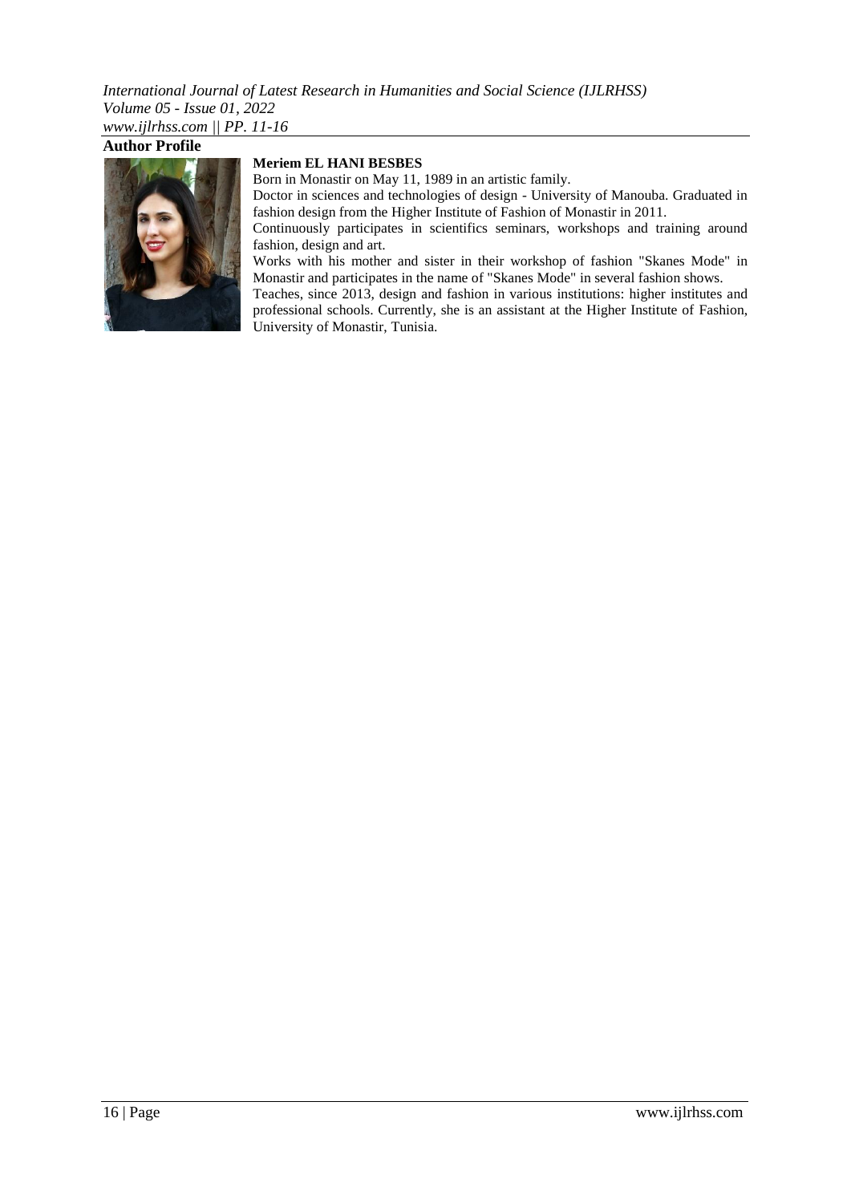## Author Profile

**Meriem EL HANI BESBES**

Born in Monastir on May 11, 1989 in an artistic family.

Doctor in sciences and technologies of design - University of Manouba. Graduated in fashion design from the Higher Institute of Fashion of Monastir in 2011.

Continuously participates in scientifics seminars, workshops and training around fashion, design and art.

Works with his mother and sister in their workshop of fashion "Skanes Mode" in Monastir and participates in the name of "Skanes Mode" in several fashion shows.

Teaches, since 2013, design and fashion in various institutions: higher institutes and professional schools. Currently, she is an assistant at the Higher Institute of Fashion, University of Monastir, Tunisia.